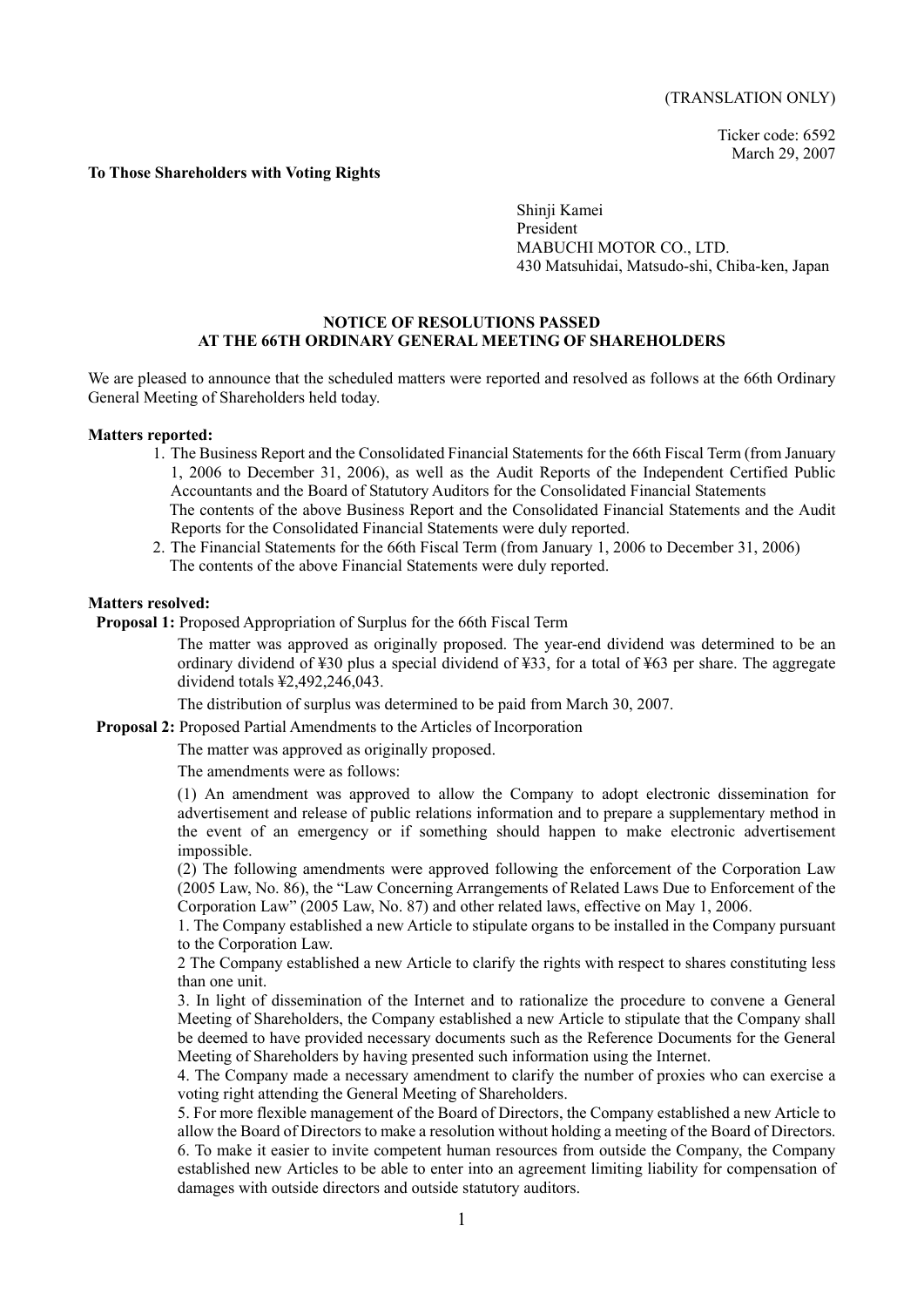(TRANSLATION ONLY)

Ticker code: 6592
March 29, 2007

**To Those Shareholders with Voting Rights**

Shinji Kamei
President
MABUCHI MOTOR CO., LTD.
430 Matsuhidai, Matsudo-shi, Chiba-ken, Japan

## NOTICE OF RESOLUTIONS PASSED AT THE 66TH ORDINARY GENERAL MEETING OF SHAREHOLDERS

We are pleased to announce that the scheduled matters were reported and resolved as follows at the 66th Ordinary General Meeting of Shareholders held today.

**Matters reported:**

1. The Business Report and the Consolidated Financial Statements for the 66th Fiscal Term (from January 1, 2006 to December 31, 2006), as well as the Audit Reports of the Independent Certified Public Accountants and the Board of Statutory Auditors for the Consolidated Financial Statements
   The contents of the above Business Report and the Consolidated Financial Statements and the Audit Reports for the Consolidated Financial Statements were duly reported.
2. The Financial Statements for the 66th Fiscal Term (from January 1, 2006 to December 31, 2006)
   The contents of the above Financial Statements were duly reported.

**Matters resolved:**

**Proposal 1:** Proposed Appropriation of Surplus for the 66th Fiscal Term

The matter was approved as originally proposed. The year-end dividend was determined to be an ordinary dividend of ¥30 plus a special dividend of ¥33, for a total of ¥63 per share. The aggregate dividend totals ¥2,492,246,043.

The distribution of surplus was determined to be paid from March 30, 2007.

**Proposal 2:** Proposed Partial Amendments to the Articles of Incorporation

The matter was approved as originally proposed.

The amendments were as follows:

(1) An amendment was approved to allow the Company to adopt electronic dissemination for advertisement and release of public relations information and to prepare a supplementary method in the event of an emergency or if something should happen to make electronic advertisement impossible.

(2) The following amendments were approved following the enforcement of the Corporation Law (2005 Law, No. 86), the "Law Concerning Arrangements of Related Laws Due to Enforcement of the Corporation Law" (2005 Law, No. 87) and other related laws, effective on May 1, 2006.

1. The Company established a new Article to stipulate organs to be installed in the Company pursuant to the Corporation Law.

2 The Company established a new Article to clarify the rights with respect to shares constituting less than one unit.

3. In light of dissemination of the Internet and to rationalize the procedure to convene a General Meeting of Shareholders, the Company established a new Article to stipulate that the Company shall be deemed to have provided necessary documents such as the Reference Documents for the General Meeting of Shareholders by having presented such information using the Internet.

4. The Company made a necessary amendment to clarify the number of proxies who can exercise a voting right attending the General Meeting of Shareholders.

5. For more flexible management of the Board of Directors, the Company established a new Article to allow the Board of Directors to make a resolution without holding a meeting of the Board of Directors.

6. To make it easier to invite competent human resources from outside the Company, the Company established new Articles to be able to enter into an agreement limiting liability for compensation of damages with outside directors and outside statutory auditors.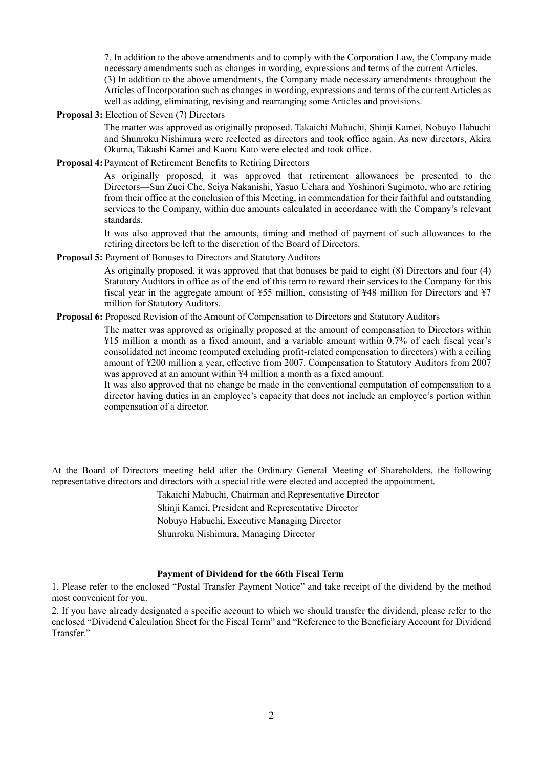7. In addition to the above amendments and to comply with the Corporation Law, the Company made necessary amendments such as changes in wording, expressions and terms of the current Articles.

(3) In addition to the above amendments, the Company made necessary amendments throughout the Articles of Incorporation such as changes in wording, expressions and terms of the current Articles as well as adding, eliminating, revising and rearranging some Articles and provisions.

**Proposal 3:** Election of Seven (7) Directors

The matter was approved as originally proposed. Takaichi Mabuchi, Shinji Kamei, Nobuyo Habuchi and Shunroku Nishimura were reelected as directors and took office again. As new directors, Akira Okuma, Takashi Kamei and Kaoru Kato were elected and took office.

**Proposal 4:** Payment of Retirement Benefits to Retiring Directors

As originally proposed, it was approved that retirement allowances be presented to the Directors—Sun Zuei Che, Seiya Nakanishi, Yasuo Uehara and Yoshinori Sugimoto, who are retiring from their office at the conclusion of this Meeting, in commendation for their faithful and outstanding services to the Company, within due amounts calculated in accordance with the Company's relevant standards.

It was also approved that the amounts, timing and method of payment of such allowances to the retiring directors be left to the discretion of the Board of Directors.

**Proposal 5:** Payment of Bonuses to Directors and Statutory Auditors

As originally proposed, it was approved that that bonuses be paid to eight (8) Directors and four (4) Statutory Auditors in office as of the end of this term to reward their services to the Company for this fiscal year in the aggregate amount of ¥55 million, consisting of ¥48 million for Directors and ¥7 million for Statutory Auditors.

**Proposal 6:** Proposed Revision of the Amount of Compensation to Directors and Statutory Auditors

The matter was approved as originally proposed at the amount of compensation to Directors within ¥15 million a month as a fixed amount, and a variable amount within 0.7% of each fiscal year's consolidated net income (computed excluding profit-related compensation to directors) with a ceiling amount of ¥200 million a year, effective from 2007. Compensation to Statutory Auditors from 2007 was approved at an amount within ¥4 million a month as a fixed amount.

It was also approved that no change be made in the conventional computation of compensation to a director having duties in an employee's capacity that does not include an employee's portion within compensation of a director.

At the Board of Directors meeting held after the Ordinary General Meeting of Shareholders, the following representative directors and directors with a special title were elected and accepted the appointment.

Takaichi Mabuchi, Chairman and Representative Director

Shinji Kamei, President and Representative Director

Nobuyo Habuchi, Executive Managing Director

Shunroku Nishimura, Managing Director

**Payment of Dividend for the 66th Fiscal Term**

1. Please refer to the enclosed "Postal Transfer Payment Notice" and take receipt of the dividend by the method most convenient for you.

2. If you have already designated a specific account to which we should transfer the dividend, please refer to the enclosed "Dividend Calculation Sheet for the Fiscal Term" and "Reference to the Beneficiary Account for Dividend Transfer."